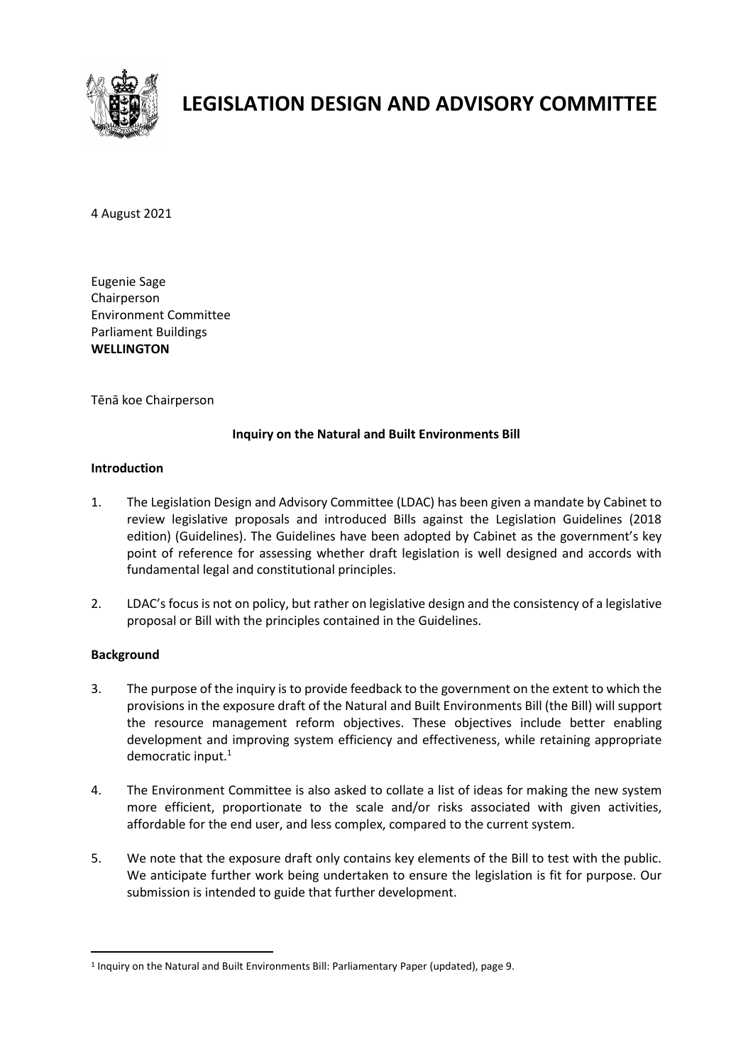# LEGISLATION DESIGN AND ADVISORY COMMITTEE

4 August 2021

Eugenie Sage
Chairperson
Environment Committee
Parliament Buildings
**WELLINGTON**

Tēnā koe Chairperson

**Inquiry on the Natural and Built Environments Bill**

**Introduction**

1. The Legislation Design and Advisory Committee (LDAC) has been given a mandate by Cabinet to review legislative proposals and introduced Bills against the Legislation Guidelines (2018 edition) (Guidelines). The Guidelines have been adopted by Cabinet as the government's key point of reference for assessing whether draft legislation is well designed and accords with fundamental legal and constitutional principles.

2. LDAC's focus is not on policy, but rather on legislative design and the consistency of a legislative proposal or Bill with the principles contained in the Guidelines.

**Background**

3. The purpose of the inquiry is to provide feedback to the government on the extent to which the provisions in the exposure draft of the Natural and Built Environments Bill (the Bill) will support the resource management reform objectives. These objectives include better enabling development and improving system efficiency and effectiveness, while retaining appropriate democratic input.[1]

4. The Environment Committee is also asked to collate a list of ideas for making the new system more efficient, proportionate to the scale and/or risks associated with given activities, affordable for the end user, and less complex, compared to the current system.

5. We note that the exposure draft only contains key elements of the Bill to test with the public. We anticipate further work being undertaken to ensure the legislation is fit for purpose. Our submission is intended to guide that further development.

[1] Inquiry on the Natural and Built Environments Bill: Parliamentary Paper (updated), page 9.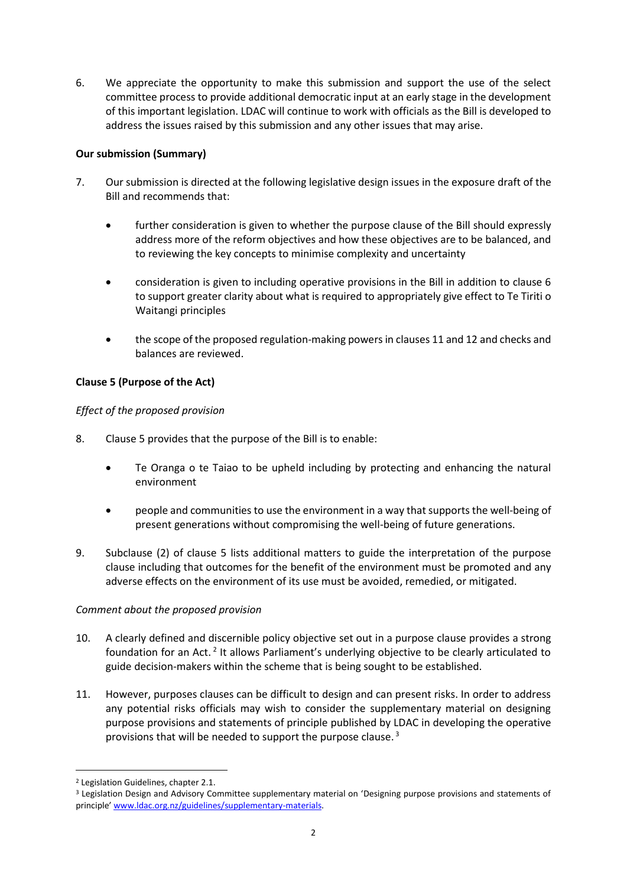6. We appreciate the opportunity to make this submission and support the use of the select committee process to provide additional democratic input at an early stage in the development of this important legislation. LDAC will continue to work with officials as the Bill is developed to address the issues raised by this submission and any other issues that may arise.

**Our submission (Summary)**

7. Our submission is directed at the following legislative design issues in the exposure draft of the Bill and recommends that:

   - further consideration is given to whether the purpose clause of the Bill should expressly address more of the reform objectives and how these objectives are to be balanced, and to reviewing the key concepts to minimise complexity and uncertainty

   - consideration is given to including operative provisions in the Bill in addition to clause 6 to support greater clarity about what is required to appropriately give effect to Te Tiriti o Waitangi principles

   - the scope of the proposed regulation-making powers in clauses 11 and 12 and checks and balances are reviewed.

**Clause 5 (Purpose of the Act)**

*Effect of the proposed provision*

8. Clause 5 provides that the purpose of the Bill is to enable:

   - Te Oranga o te Taiao to be upheld including by protecting and enhancing the natural environment

   - people and communities to use the environment in a way that supports the well-being of present generations without compromising the well-being of future generations.

9. Subclause (2) of clause 5 lists additional matters to guide the interpretation of the purpose clause including that outcomes for the benefit of the environment must be promoted and any adverse effects on the environment of its use must be avoided, remedied, or mitigated.

*Comment about the proposed provision*

10. A clearly defined and discernible policy objective set out in a purpose clause provides a strong foundation for an Act. [2] It allows Parliament's underlying objective to be clearly articulated to guide decision-makers within the scheme that is being sought to be established.

11. However, purposes clauses can be difficult to design and can present risks. In order to address any potential risks officials may wish to consider the supplementary material on designing purpose provisions and statements of principle published by LDAC in developing the operative provisions that will be needed to support the purpose clause. [3]

---

[2] Legislation Guidelines, chapter 2.1.

[3] Legislation Design and Advisory Committee supplementary material on 'Designing purpose provisions and statements of principle' www.ldac.org.nz/guidelines/supplementary-materials.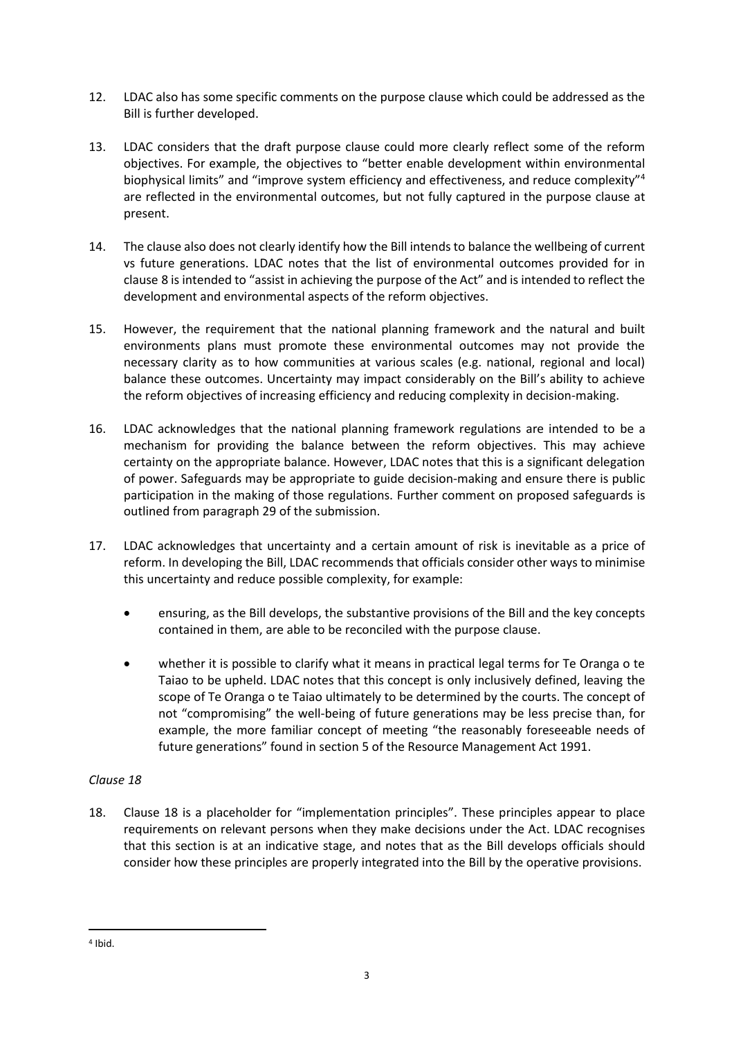12. LDAC also has some specific comments on the purpose clause which could be addressed as the Bill is further developed.

13. LDAC considers that the draft purpose clause could more clearly reflect some of the reform objectives. For example, the objectives to "better enable development within environmental biophysical limits" and "improve system efficiency and effectiveness, and reduce complexity"[4] are reflected in the environmental outcomes, but not fully captured in the purpose clause at present.

14. The clause also does not clearly identify how the Bill intends to balance the wellbeing of current vs future generations. LDAC notes that the list of environmental outcomes provided for in clause 8 is intended to "assist in achieving the purpose of the Act" and is intended to reflect the development and environmental aspects of the reform objectives.

15. However, the requirement that the national planning framework and the natural and built environments plans must promote these environmental outcomes may not provide the necessary clarity as to how communities at various scales (e.g. national, regional and local) balance these outcomes. Uncertainty may impact considerably on the Bill's ability to achieve the reform objectives of increasing efficiency and reducing complexity in decision-making.

16. LDAC acknowledges that the national planning framework regulations are intended to be a mechanism for providing the balance between the reform objectives. This may achieve certainty on the appropriate balance. However, LDAC notes that this is a significant delegation of power. Safeguards may be appropriate to guide decision-making and ensure there is public participation in the making of those regulations. Further comment on proposed safeguards is outlined from paragraph 29 of the submission.

17. LDAC acknowledges that uncertainty and a certain amount of risk is inevitable as a price of reform. In developing the Bill, LDAC recommends that officials consider other ways to minimise this uncertainty and reduce possible complexity, for example:

    - ensuring, as the Bill develops, the substantive provisions of the Bill and the key concepts contained in them, are able to be reconciled with the purpose clause.

    - whether it is possible to clarify what it means in practical legal terms for Te Oranga o te Taiao to be upheld. LDAC notes that this concept is only inclusively defined, leaving the scope of Te Oranga o te Taiao ultimately to be determined by the courts. The concept of not "compromising" the well-being of future generations may be less precise than, for example, the more familiar concept of meeting "the reasonably foreseeable needs of future generations" found in section 5 of the Resource Management Act 1991.

*Clause 18*

18. Clause 18 is a placeholder for "implementation principles". These principles appear to place requirements on relevant persons when they make decisions under the Act. LDAC recognises that this section is at an indicative stage, and notes that as the Bill develops officials should consider how these principles are properly integrated into the Bill by the operative provisions.

[4] Ibid.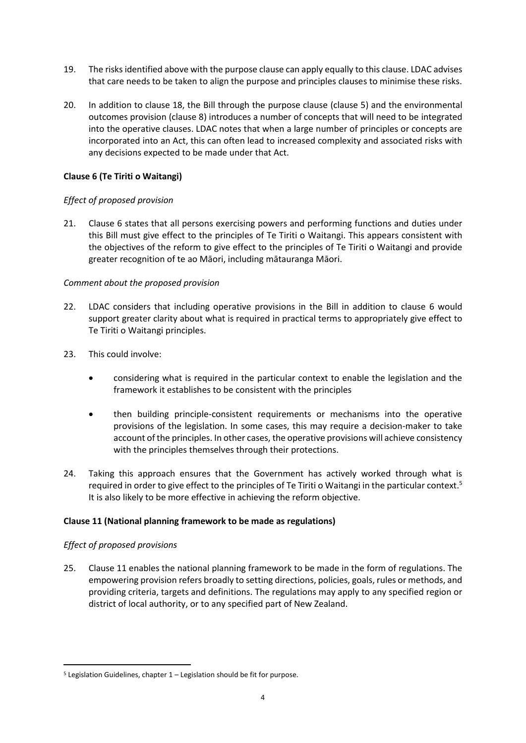19. The risks identified above with the purpose clause can apply equally to this clause. LDAC advises that care needs to be taken to align the purpose and principles clauses to minimise these risks.

20. In addition to clause 18, the Bill through the purpose clause (clause 5) and the environmental outcomes provision (clause 8) introduces a number of concepts that will need to be integrated into the operative clauses. LDAC notes that when a large number of principles or concepts are incorporated into an Act, this can often lead to increased complexity and associated risks with any decisions expected to be made under that Act.

**Clause 6 (Te Tiriti o Waitangi)**

*Effect of proposed provision*

21. Clause 6 states that all persons exercising powers and performing functions and duties under this Bill must give effect to the principles of Te Tiriti o Waitangi. This appears consistent with the objectives of the reform to give effect to the principles of Te Tiriti o Waitangi and provide greater recognition of te ao Māori, including mātauranga Māori.

*Comment about the proposed provision*

22. LDAC considers that including operative provisions in the Bill in addition to clause 6 would support greater clarity about what is required in practical terms to appropriately give effect to Te Tiriti o Waitangi principles.

23. This could involve:

    - considering what is required in the particular context to enable the legislation and the framework it establishes to be consistent with the principles

    - then building principle-consistent requirements or mechanisms into the operative provisions of the legislation. In some cases, this may require a decision-maker to take account of the principles. In other cases, the operative provisions will achieve consistency with the principles themselves through their protections.

24. Taking this approach ensures that the Government has actively worked through what is required in order to give effect to the principles of Te Tiriti o Waitangi in the particular context.[5] It is also likely to be more effective in achieving the reform objective.

**Clause 11 (National planning framework to be made as regulations)**

*Effect of proposed provisions*

25. Clause 11 enables the national planning framework to be made in the form of regulations. The empowering provision refers broadly to setting directions, policies, goals, rules or methods, and providing criteria, targets and definitions. The regulations may apply to any specified region or district of local authority, or to any specified part of New Zealand.

---

[5] Legislation Guidelines, chapter 1 – Legislation should be fit for purpose.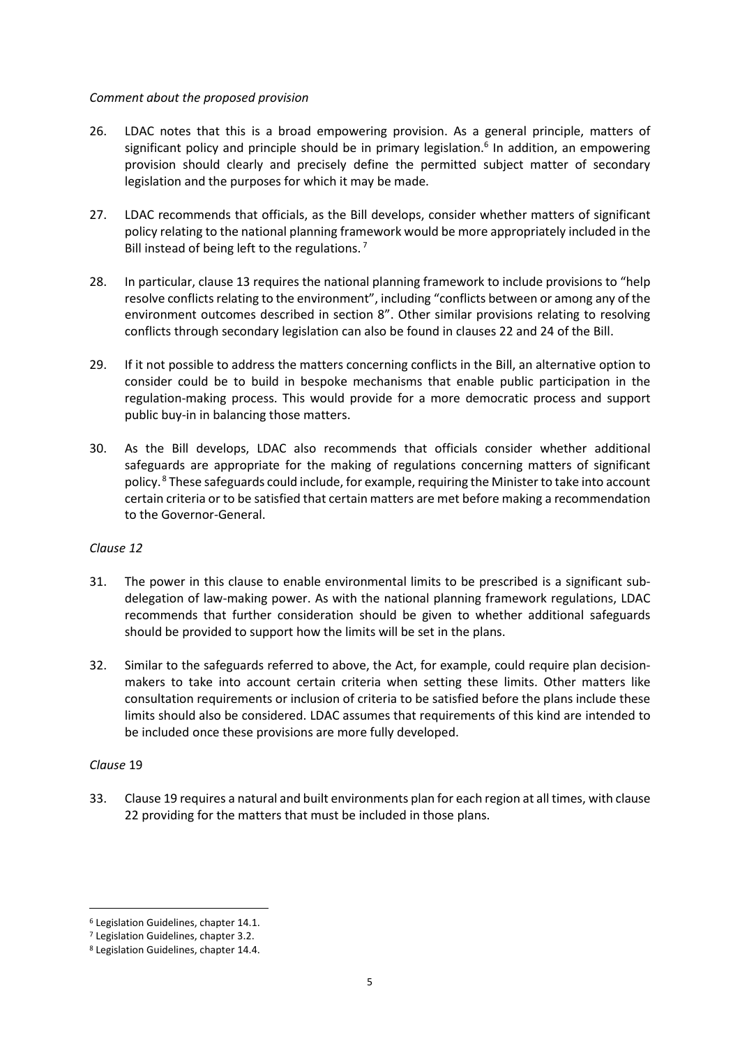*Comment about the proposed provision*

26. LDAC notes that this is a broad empowering provision. As a general principle, matters of significant policy and principle should be in primary legislation.[6] In addition, an empowering provision should clearly and precisely define the permitted subject matter of secondary legislation and the purposes for which it may be made.

27. LDAC recommends that officials, as the Bill develops, consider whether matters of significant policy relating to the national planning framework would be more appropriately included in the Bill instead of being left to the regulations.[7]

28. In particular, clause 13 requires the national planning framework to include provisions to "help resolve conflicts relating to the environment", including "conflicts between or among any of the environment outcomes described in section 8". Other similar provisions relating to resolving conflicts through secondary legislation can also be found in clauses 22 and 24 of the Bill.

29. If it not possible to address the matters concerning conflicts in the Bill, an alternative option to consider could be to build in bespoke mechanisms that enable public participation in the regulation-making process. This would provide for a more democratic process and support public buy-in in balancing those matters.

30. As the Bill develops, LDAC also recommends that officials consider whether additional safeguards are appropriate for the making of regulations concerning matters of significant policy.[8] These safeguards could include, for example, requiring the Minister to take into account certain criteria or to be satisfied that certain matters are met before making a recommendation to the Governor-General.

*Clause 12*

31. The power in this clause to enable environmental limits to be prescribed is a significant sub-delegation of law-making power. As with the national planning framework regulations, LDAC recommends that further consideration should be given to whether additional safeguards should be provided to support how the limits will be set in the plans.

32. Similar to the safeguards referred to above, the Act, for example, could require plan decision-makers to take into account certain criteria when setting these limits. Other matters like consultation requirements or inclusion of criteria to be satisfied before the plans include these limits should also be considered. LDAC assumes that requirements of this kind are intended to be included once these provisions are more fully developed.

*Clause* 19

33. Clause 19 requires a natural and built environments plan for each region at all times, with clause 22 providing for the matters that must be included in those plans.

---

[6] Legislation Guidelines, chapter 14.1.

[7] Legislation Guidelines, chapter 3.2.

[8] Legislation Guidelines, chapter 14.4.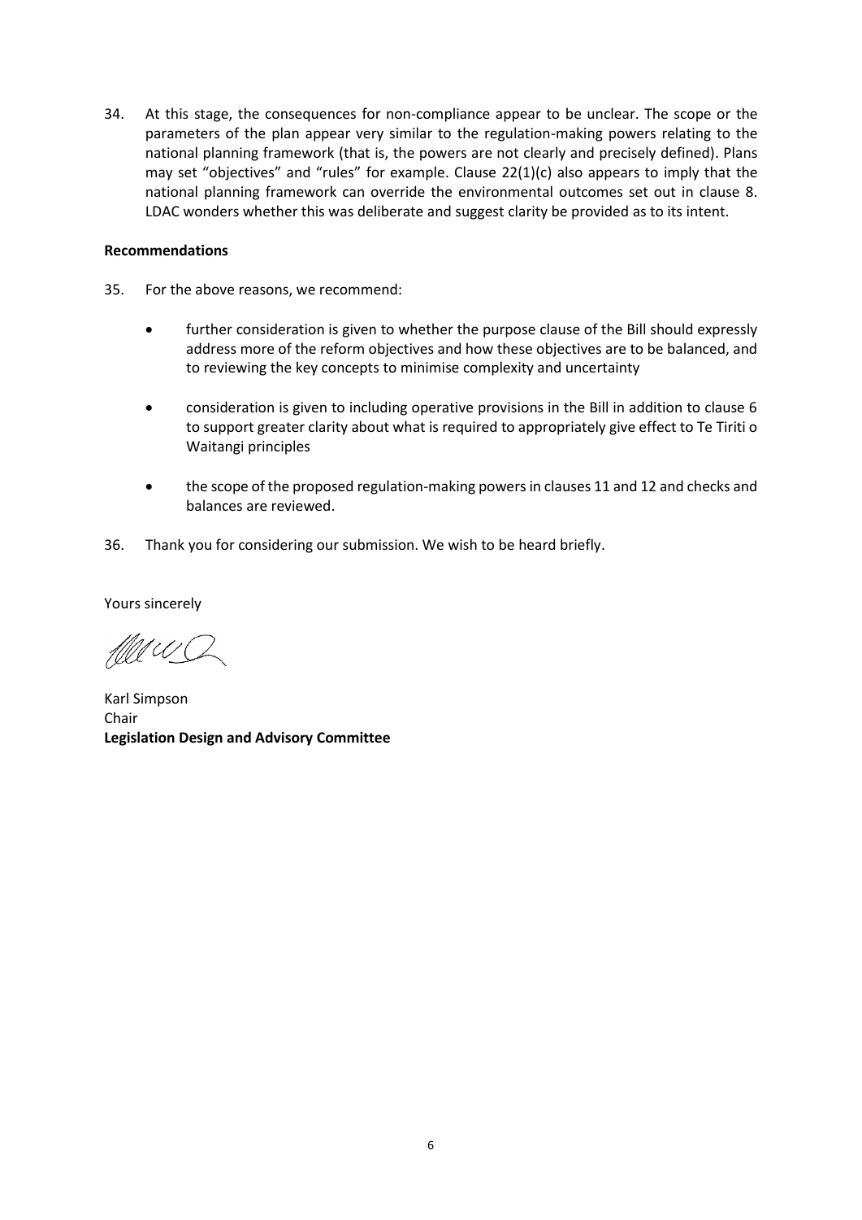34. At this stage, the consequences for non-compliance appear to be unclear. The scope or the parameters of the plan appear very similar to the regulation-making powers relating to the national planning framework (that is, the powers are not clearly and precisely defined). Plans may set "objectives" and "rules" for example. Clause 22(1)(c) also appears to imply that the national planning framework can override the environmental outcomes set out in clause 8. LDAC wonders whether this was deliberate and suggest clarity be provided as to its intent.

**Recommendations**

35. For the above reasons, we recommend:

- further consideration is given to whether the purpose clause of the Bill should expressly address more of the reform objectives and how these objectives are to be balanced, and to reviewing the key concepts to minimise complexity and uncertainty
- consideration is given to including operative provisions in the Bill in addition to clause 6 to support greater clarity about what is required to appropriately give effect to Te Tiriti o Waitangi principles
- the scope of the proposed regulation-making powers in clauses 11 and 12 and checks and balances are reviewed.

36. Thank you for considering our submission. We wish to be heard briefly.

Yours sincerely

Karl Simpson
Chair
**Legislation Design and Advisory Committee**